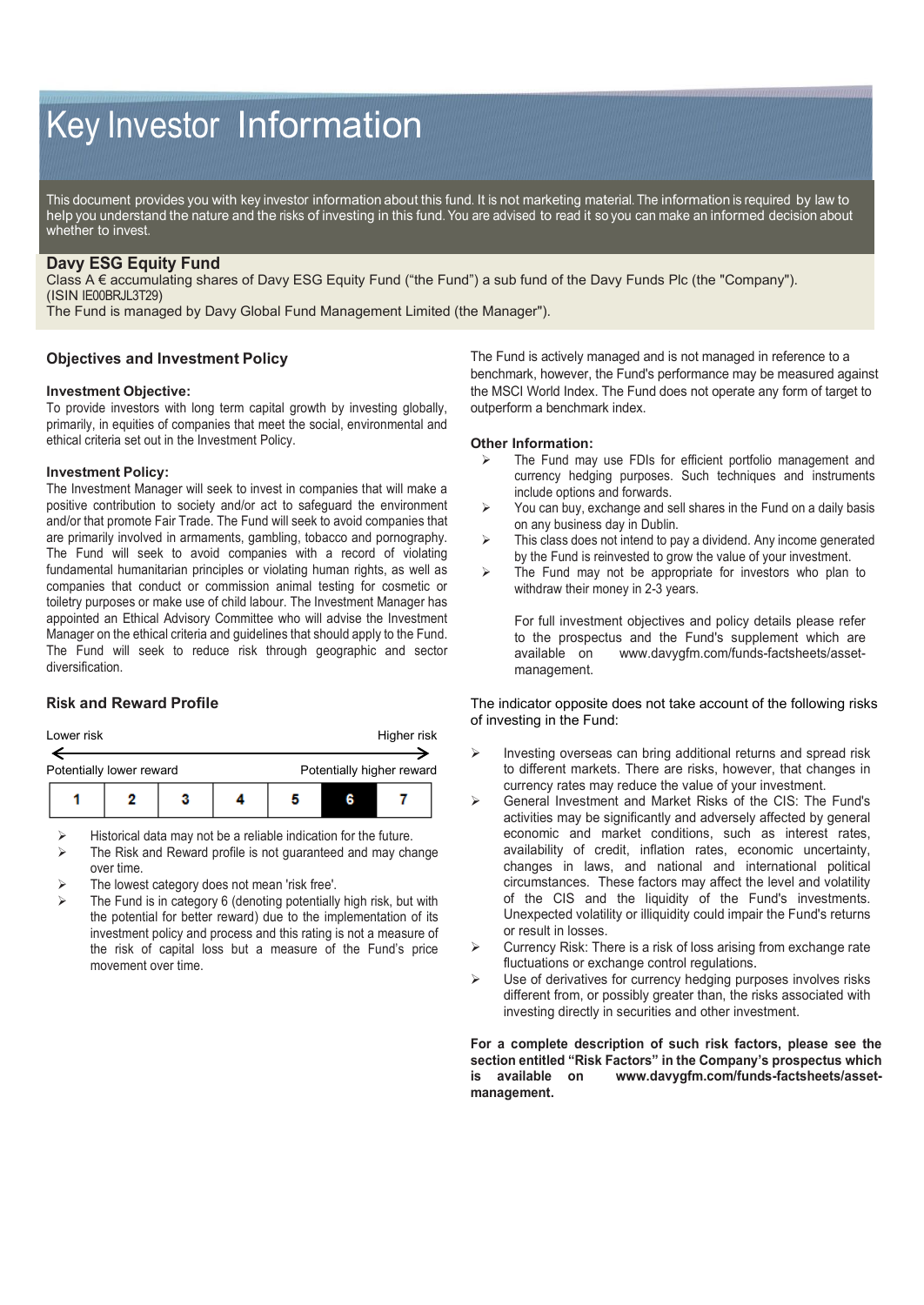# Key Investor Information

This document provides you with key investor information about this fund. It is not marketing material. The information is required by law to help you understand the nature and the risks of investing in this fund. You are advised to read it so you can make an informed decision about whether to invest.

## Davy ESG Equity Fund

Class A € accumulating shares of Davy ESG Equity Fund ("the Fund") a sub fund of the Davy Funds Plc (the "Company"). (ISIN IE00BRJL3T29)

The Fund is managed by Davy Global Fund Management Limited (the Manager").

## Objectives and Investment Policy

### Investment Objective:

To provide investors with long term capital growth by investing globally, primarily, in equities of companies that meet the social, environmental and ethical criteria set out in the Investment Policy.

### Investment Policy:

The Investment Manager will seek to invest in companies that will make a positive contribution to society and/or act to safeguard the environment and/or that promote Fair Trade. The Fund will seek to avoid companies that are primarily involved in armaments, gambling, tobacco and pornography. The Fund will seek to avoid companies with a record of violating fundamental humanitarian principles or violating human rights, as well as companies that conduct or commission animal testing for cosmetic or toiletry purposes or make use of child labour. The Investment Manager has appointed an Ethical Advisory Committee who will advise the Investment Manager on the ethical criteria and guidelines that should apply to the Fund. The Fund will seek to reduce risk through geographic and sector diversification.

The Fund is actively managed and is not managed in reference to a benchmark, however, the Fund's performance may be measured against the MSCI World Index. The Fund does not operate any form of target to outperform a benchmark index.

### Other Information:

- The Fund may use FDIs for efficient portfolio management and currency hedging purposes. Such techniques and instruments include options and forwards.
- You can buy, exchange and sell shares in the Fund on a daily basis on any business day in Dublin.
- This class does not intend to pay a dividend. Any income generated by the Fund is reinvested to grow the value of your investment.
- The Fund may not be appropriate for investors who plan to withdraw their money in 2-3 years.

For full investment objectives and policy details please refer to the prospectus and the Fund's supplement which are available on www.davygfm.com/funds-factsheets/asset-management.

## Risk and Reward Profile

Lower risk ← → Higher risk

Potentially lower reward — Potentially higher reward

| 1 | 2 | 3 | 4 | 5 | **6** | 7 |
|---|---|---|---|---|---|---|

- Historical data may not be a reliable indication for the future.
- The Risk and Reward profile is not guaranteed and may change over time.
- The lowest category does not mean 'risk free'.
- The Fund is in category 6 (denoting potentially high risk, but with the potential for better reward) due to the implementation of its investment policy and process and this rating is not a measure of the risk of capital loss but a measure of the Fund's price movement over time.

The indicator opposite does not take account of the following risks of investing in the Fund:

- Investing overseas can bring additional returns and spread risk to different markets. There are risks, however, that changes in currency rates may reduce the value of your investment.
- General Investment and Market Risks of the CIS: The Fund's activities may be significantly and adversely affected by general economic and market conditions, such as interest rates, availability of credit, inflation rates, economic uncertainty, changes in laws, and national and international political circumstances. These factors may affect the level and volatility of the CIS and the liquidity of the Fund's investments. Unexpected volatility or illiquidity could impair the Fund's returns or result in losses.
- Currency Risk: There is a risk of loss arising from exchange rate fluctuations or exchange control regulations.
- Use of derivatives for currency hedging purposes involves risks different from, or possibly greater than, the risks associated with investing directly in securities and other investment.

**For a complete description of such risk factors, please see the section entitled "Risk Factors" in the Company's prospectus which is available on www.davygfm.com/funds-factsheets/asset-management.**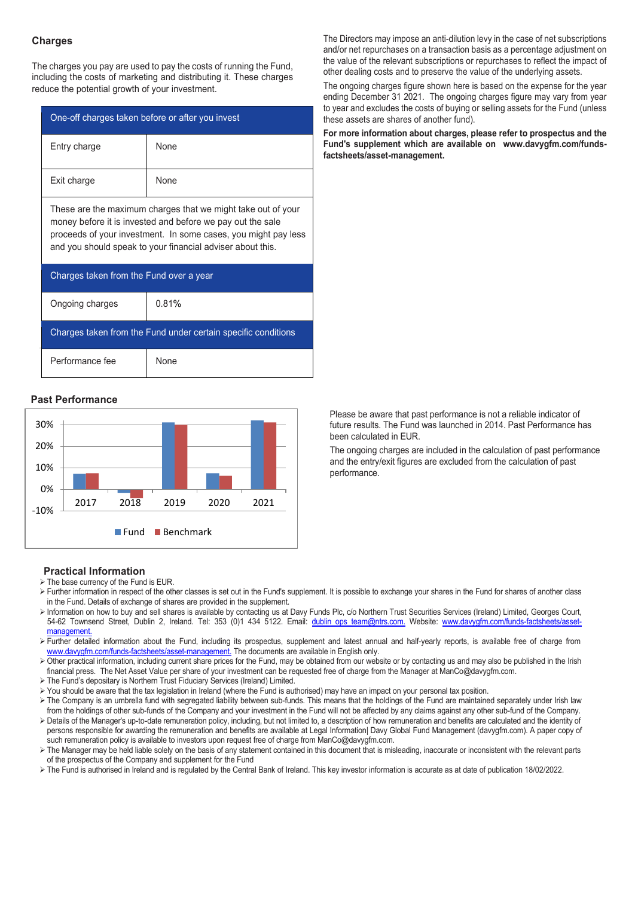## Charges

The charges you pay are used to pay the costs of running the Fund, including the costs of marketing and distributing it. These charges reduce the potential growth of your investment.

| One-off charges taken before or after you invest | |
|---|---|
| Entry charge | None |
| Exit charge | None |
| These are the maximum charges that we might take out of your money before it is invested and before we pay out the sale proceeds of your investment. In some cases, you might pay less and you should speak to your financial adviser about this. | |
| **Charges taken from the Fund over a year** | |
| Ongoing charges | 0.81% |
| **Charges taken from the Fund under certain specific conditions** | |
| Performance fee | None |

The Directors may impose an anti-dilution levy in the case of net subscriptions and/or net repurchases on a transaction basis as a percentage adjustment on the value of the relevant subscriptions or repurchases to reflect the impact of other dealing costs and to preserve the value of the underlying assets.

The ongoing charges figure shown here is based on the expense for the year ending December 31 2021. The ongoing charges figure may vary from year to year and excludes the costs of buying or selling assets for the Fund (unless these assets are shares of another fund).

**For more information about charges, please refer to prospectus and the Fund's supplement which are available on www.davygfm.com/funds-factsheets/asset-management.**

## Past Performance

30%
20%
10%
0%
-10%
2017 2018 2019 2020 2021
Fund Benchmark

Please be aware that past performance is not a reliable indicator of future results. The Fund was launched in 2014. Past Performance has been calculated in EUR.

The ongoing charges are included in the calculation of past performance and the entry/exit figures are excluded from the calculation of past performance.

## Practical Information

- The base currency of the Fund is EUR.
- Further information in respect of the other classes is set out in the Fund's supplement. It is possible to exchange your shares in the Fund for shares of another class in the Fund. Details of exchange of shares are provided in the supplement.
- Information on how to buy and sell shares is available by contacting us at Davy Funds Plc, c/o Northern Trust Securities Services (Ireland) Limited, Georges Court, 54-62 Townsend Street, Dublin 2, Ireland. Tel: 353 (0)1 434 5122. Email: dublin_ops_team@ntrs.com. Website: www.davygfm.com/funds-factsheets/asset-management.
- Further detailed information about the Fund, including its prospectus, supplement and latest annual and half-yearly reports, is available free of charge from www.davygfm.com/funds-factsheets/asset-management. The documents are available in English only.
- Other practical information, including current share prices for the Fund, may be obtained from our website or by contacting us and may also be published in the Irish financial press. The Net Asset Value per share of your investment can be requested free of charge from the Manager at ManCo@davygfm.com.
- The Fund's depositary is Northern Trust Fiduciary Services (Ireland) Limited.
- You should be aware that the tax legislation in Ireland (where the Fund is authorised) may have an impact on your personal tax position.
- The Company is an umbrella fund with segregated liability between sub-funds. This means that the holdings of the Fund are maintained separately under Irish law from the holdings of other sub-funds of the Company and your investment in the Fund will not be affected by any claims against any other sub-fund of the Company.
- Details of the Manager's up-to-date remuneration policy, including, but not limited to, a description of how remuneration and benefits are calculated and the identity of persons responsible for awarding the remuneration and benefits are available at Legal Information| Davy Global Fund Management (davygfm.com). A paper copy of such remuneration policy is available to investors upon request free of charge from ManCo@davygfm.com.
- The Manager may be held liable solely on the basis of any statement contained in this document that is misleading, inaccurate or inconsistent with the relevant parts of the prospectus of the Company and supplement for the Fund
- The Fund is authorised in Ireland and is regulated by the Central Bank of Ireland. This key investor information is accurate as at date of publication 18/02/2022.